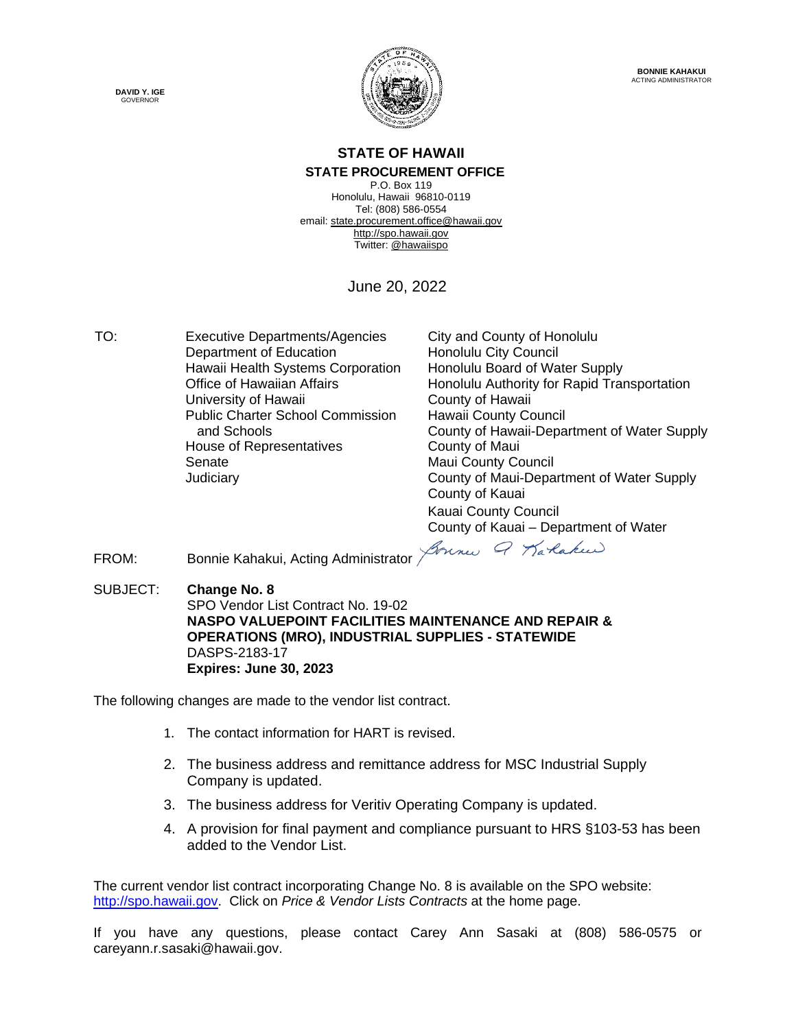**DAVID Y. IGE**
GOVERNOR

**BONNIE KAHAKUI**
ACTING ADMINISTRATOR

# STATE OF HAWAII

## STATE PROCUREMENT OFFICE

P.O. Box 119
Honolulu, Hawaii 96810-0119
Tel: (808) 586-0554
email: state.procurement.office@hawaii.gov
http://spo.hawaii.gov
Twitter: @hawaiispo

June 20, 2022

TO:

Executive Departments/Agencies
Department of Education
Hawaii Health Systems Corporation
Office of Hawaiian Affairs
University of Hawaii
Public Charter School Commission and Schools
House of Representatives
Senate
Judiciary
City and County of Honolulu
Honolulu City Council
Honolulu Board of Water Supply
Honolulu Authority for Rapid Transportation
County of Hawaii
Hawaii County Council
County of Hawaii-Department of Water Supply
County of Maui
Maui County Council
County of Maui-Department of Water Supply
County of Kauai
Kauai County Council
County of Kauai – Department of Water

FROM: Bonnie Kahakui, Acting Administrator

SUBJECT: **Change No. 8**
SPO Vendor List Contract No. 19-02
**NASPO VALUEPOINT FACILITIES MAINTENANCE AND REPAIR & OPERATIONS (MRO), INDUSTRIAL SUPPLIES - STATEWIDE**
DASPS-2183-17
**Expires: June 30, 2023**

The following changes are made to the vendor list contract.

1. The contact information for HART is revised.
2. The business address and remittance address for MSC Industrial Supply Company is updated.
3. The business address for Veritiv Operating Company is updated.
4. A provision for final payment and compliance pursuant to HRS §103-53 has been added to the Vendor List.

The current vendor list contract incorporating Change No. 8 is available on the SPO website: http://spo.hawaii.gov. Click on *Price & Vendor Lists Contracts* at the home page.

If you have any questions, please contact Carey Ann Sasaki at (808) 586-0575 or careyann.r.sasaki@hawaii.gov.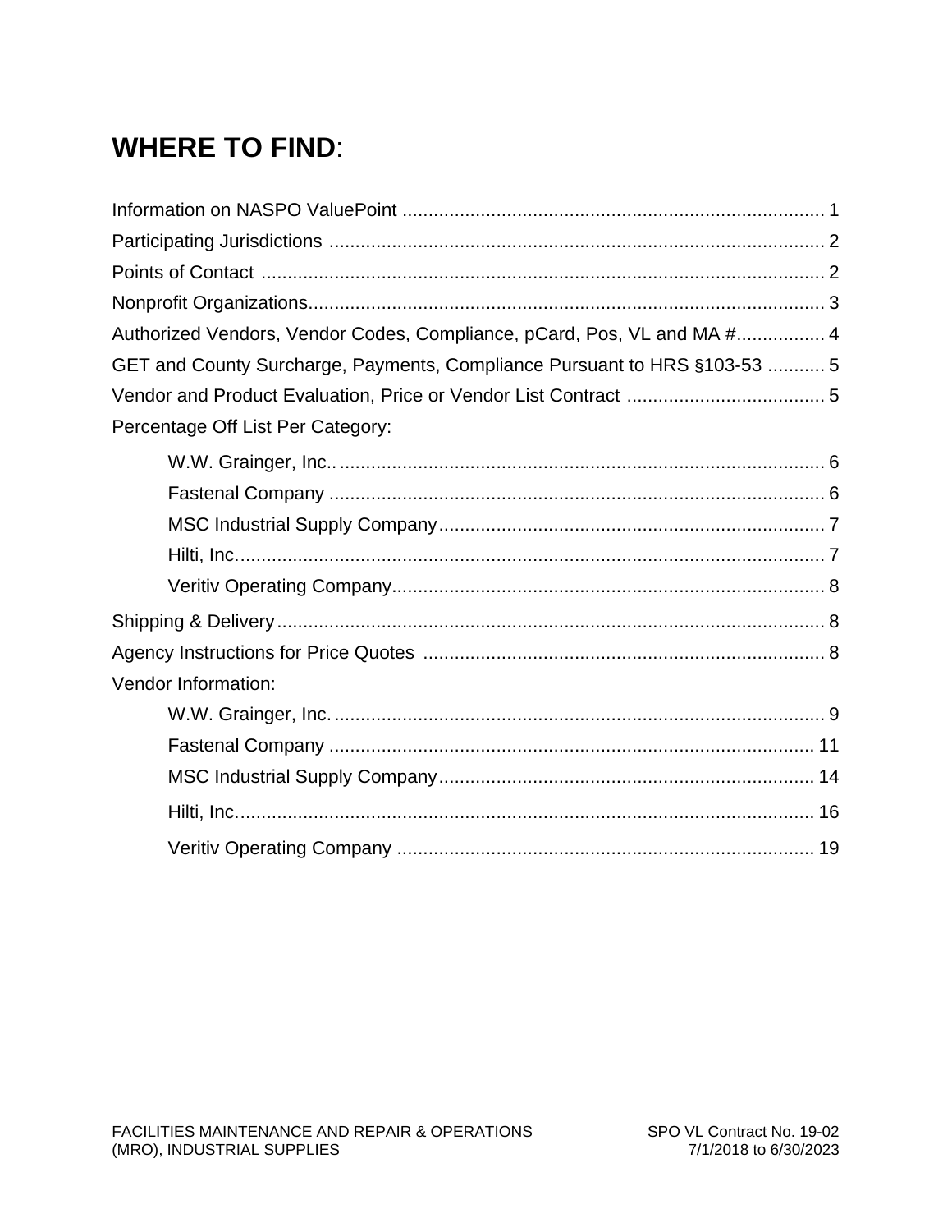# WHERE TO FIND:

Information on NASPO ValuePoint ................................................................................. 1
Participating Jurisdictions ............................................................................................... 2
Points of Contact ............................................................................................................. 2
Nonprofit Organizations.................................................................................................. 3
Authorized Vendors, Vendor Codes, Compliance, pCard, Pos, VL and MA #................ 4
GET and County Surcharge, Payments, Compliance Pursuant to HRS §103-53 ........... 5
Vendor and Product Evaluation, Price or Vendor List Contract ...................................... 5
Percentage Off List Per Category:

- W.W. Grainger, Inc.. ............................................................................................. 6
- Fastenal Company ............................................................................................... 6
- MSC Industrial Supply Company.......................................................................... 7
- Hilti, Inc................................................................................................................. 7
- Veritiv Operating Company................................................................................... 8

Shipping & Delivery......................................................................................................... 8
Agency Instructions for Price Quotes ............................................................................. 8
Vendor Information:

- W.W. Grainger, Inc.............................................................................................. 9
- Fastenal Company ............................................................................................. 11
- MSC Industrial Supply Company........................................................................ 14
- Hilti, Inc............................................................................................................... 16
- Veritiv Operating Company ................................................................................ 19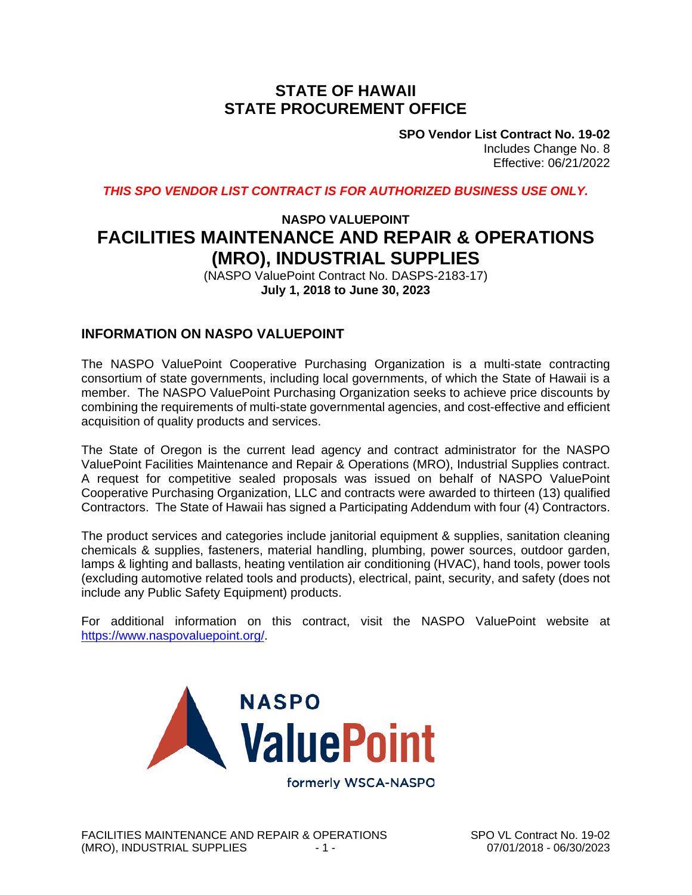# STATE OF HAWAII
# STATE PROCUREMENT OFFICE

**SPO Vendor List Contract No. 19-02**
Includes Change No. 8
Effective: 06/21/2022

***THIS SPO VENDOR LIST CONTRACT IS FOR AUTHORIZED BUSINESS USE ONLY.***

**NASPO VALUEPOINT**

# FACILITIES MAINTENANCE AND REPAIR & OPERATIONS (MRO), INDUSTRIAL SUPPLIES

(NASPO ValuePoint Contract No. DASPS-2183-17)
**July 1, 2018 to June 30, 2023**

## INFORMATION ON NASPO VALUEPOINT

The NASPO ValuePoint Cooperative Purchasing Organization is a multi-state contracting consortium of state governments, including local governments, of which the State of Hawaii is a member. The NASPO ValuePoint Purchasing Organization seeks to achieve price discounts by combining the requirements of multi-state governmental agencies, and cost-effective and efficient acquisition of quality products and services.

The State of Oregon is the current lead agency and contract administrator for the NASPO ValuePoint Facilities Maintenance and Repair & Operations (MRO), Industrial Supplies contract. A request for competitive sealed proposals was issued on behalf of NASPO ValuePoint Cooperative Purchasing Organization, LLC and contracts were awarded to thirteen (13) qualified Contractors. The State of Hawaii has signed a Participating Addendum with four (4) Contractors.

The product services and categories include janitorial equipment & supplies, sanitation cleaning chemicals & supplies, fasteners, material handling, plumbing, power sources, outdoor garden, lamps & lighting and ballasts, heating ventilation air conditioning (HVAC), hand tools, power tools (excluding automotive related tools and products), electrical, paint, security, and safety (does not include any Public Safety Equipment) products.

For additional information on this contract, visit the NASPO ValuePoint website at https://www.naspovaluepoint.org/.

NASPO ValuePoint

formerly WSCA-NASPO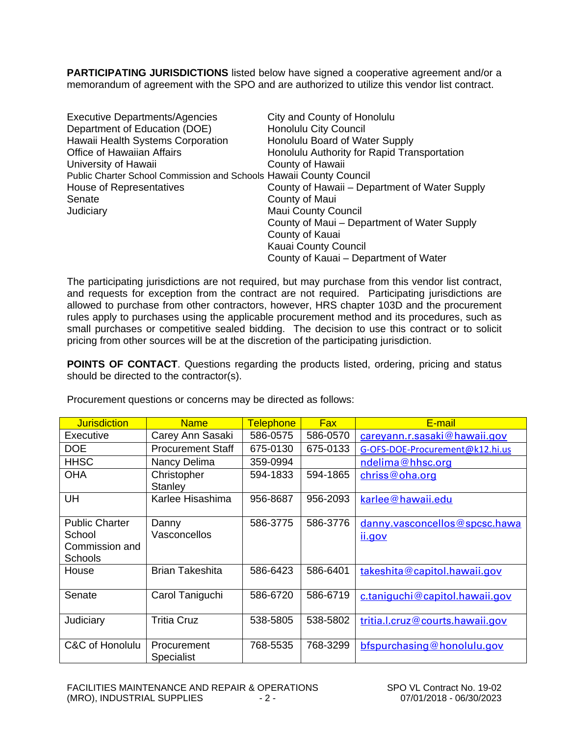**PARTICIPATING JURISDICTIONS** listed below have signed a cooperative agreement and/or a memorandum of agreement with the SPO and are authorized to utilize this vendor list contract.

Executive Departments/Agencies
Department of Education (DOE)
Hawaii Health Systems Corporation
Office of Hawaiian Affairs
University of Hawaii
Public Charter School Commission and Schools
House of Representatives
Senate
Judiciary

City and County of Honolulu
Honolulu City Council
Honolulu Board of Water Supply
Honolulu Authority for Rapid Transportation
County of Hawaii
Hawaii County Council
County of Hawaii – Department of Water Supply
County of Maui
Maui County Council
County of Maui – Department of Water Supply
County of Kauai
Kauai County Council
County of Kauai – Department of Water

The participating jurisdictions are not required, but may purchase from this vendor list contract, and requests for exception from the contract are not required. Participating jurisdictions are allowed to purchase from other contractors, however, HRS chapter 103D and the procurement rules apply to purchases using the applicable procurement method and its procedures, such as small purchases or competitive sealed bidding. The decision to use this contract or to solicit pricing from other sources will be at the discretion of the participating jurisdiction.

**POINTS OF CONTACT**. Questions regarding the products listed, ordering, pricing and status should be directed to the contractor(s).

Procurement questions or concerns may be directed as follows:

| Jurisdiction | Name | Telephone | Fax | E-mail |
|---|---|---|---|---|
| Executive | Carey Ann Sasaki | 586-0575 | 586-0570 | careyann.r.sasaki@hawaii.gov |
| DOE | Procurement Staff | 675-0130 | 675-0133 | G-OFS-DOE-Procurement@k12.hi.us |
| HHSC | Nancy Delima | 359-0994 | | ndelima@hhsc.org |
| OHA | Christopher Stanley | 594-1833 | 594-1865 | chriss@oha.org |
| UH | Karlee Hisashima | 956-8687 | 956-2093 | karlee@hawaii.edu |
| Public Charter School Commission and Schools | Danny Vasconcellos | 586-3775 | 586-3776 | danny.vasconcellos@spcsc.hawaii.gov |
| House | Brian Takeshita | 586-6423 | 586-6401 | takeshita@capitol.hawaii.gov |
| Senate | Carol Taniguchi | 586-6720 | 586-6719 | c.taniguchi@capitol.hawaii.gov |
| Judiciary | Tritia Cruz | 538-5805 | 538-5802 | tritia.l.cruz@courts.hawaii.gov |
| C&C of Honolulu | Procurement Specialist | 768-5535 | 768-3299 | bfspurchasing@honolulu.gov |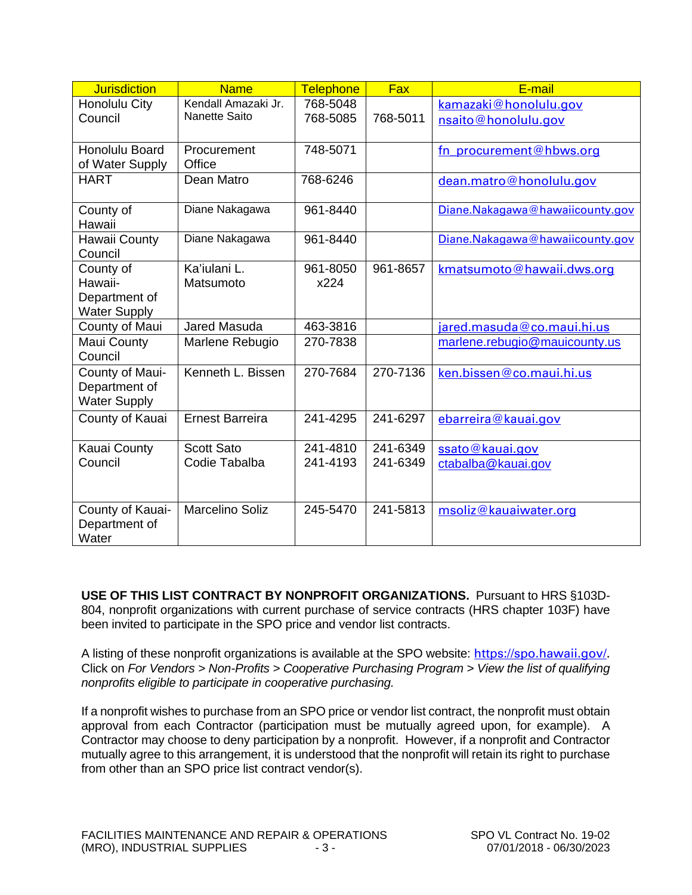| Jurisdiction | Name | Telephone | Fax | E-mail |
|---|---|---|---|---|
| Honolulu City Council | Kendall Amazaki Jr.<br>Nanette Saito | 768-5048<br>768-5085 | 768-5011 | kamazaki@honolulu.gov<br>nsaito@honolulu.gov |
| Honolulu Board of Water Supply | Procurement Office | 748-5071 | | fn_procurement@hbws.org |
| HART | Dean Matro | 768-6246 | | dean.matro@honolulu.gov |
| County of Hawaii | Diane Nakagawa | 961-8440 | | Diane.Nakagawa@hawaiicounty.gov |
| Hawaii County Council | Diane Nakagawa | 961-8440 | | Diane.Nakagawa@hawaiicounty.gov |
| County of Hawaii-Department of Water Supply | Ka'iulani L. Matsumoto | 961-8050 x224 | 961-8657 | kmatsumoto@hawaii.dws.org |
| County of Maui | Jared Masuda | 463-3816 | | jared.masuda@co.maui.hi.us |
| Maui County Council | Marlene Rebugio | 270-7838 | | marlene.rebugio@mauicounty.us |
| County of Maui-Department of Water Supply | Kenneth L. Bissen | 270-7684 | 270-7136 | ken.bissen@co.maui.hi.us |
| County of Kauai | Ernest Barreira | 241-4295 | 241-6297 | ebarreira@kauai.gov |
| Kauai County Council | Scott Sato<br>Codie Tabalba | 241-4810<br>241-4193 | 241-6349<br>241-6349 | ssato@kauai.gov<br>ctabalba@kauai.gov |
| County of Kauai-Department of Water | Marcelino Soliz | 245-5470 | 241-5813 | msoliz@kauaiwater.org |

**USE OF THIS LIST CONTRACT BY NONPROFIT ORGANIZATIONS.** Pursuant to HRS §103D-804, nonprofit organizations with current purchase of service contracts (HRS chapter 103F) have been invited to participate in the SPO price and vendor list contracts.

A listing of these nonprofit organizations is available at the SPO website: https://spo.hawaii.gov/. Click on *For Vendors > Non-Profits > Cooperative Purchasing Program > View the list of qualifying nonprofits eligible to participate in cooperative purchasing.*

If a nonprofit wishes to purchase from an SPO price or vendor list contract, the nonprofit must obtain approval from each Contractor (participation must be mutually agreed upon, for example). A Contractor may choose to deny participation by a nonprofit. However, if a nonprofit and Contractor mutually agree to this arrangement, it is understood that the nonprofit will retain its right to purchase from other than an SPO price list contract vendor(s).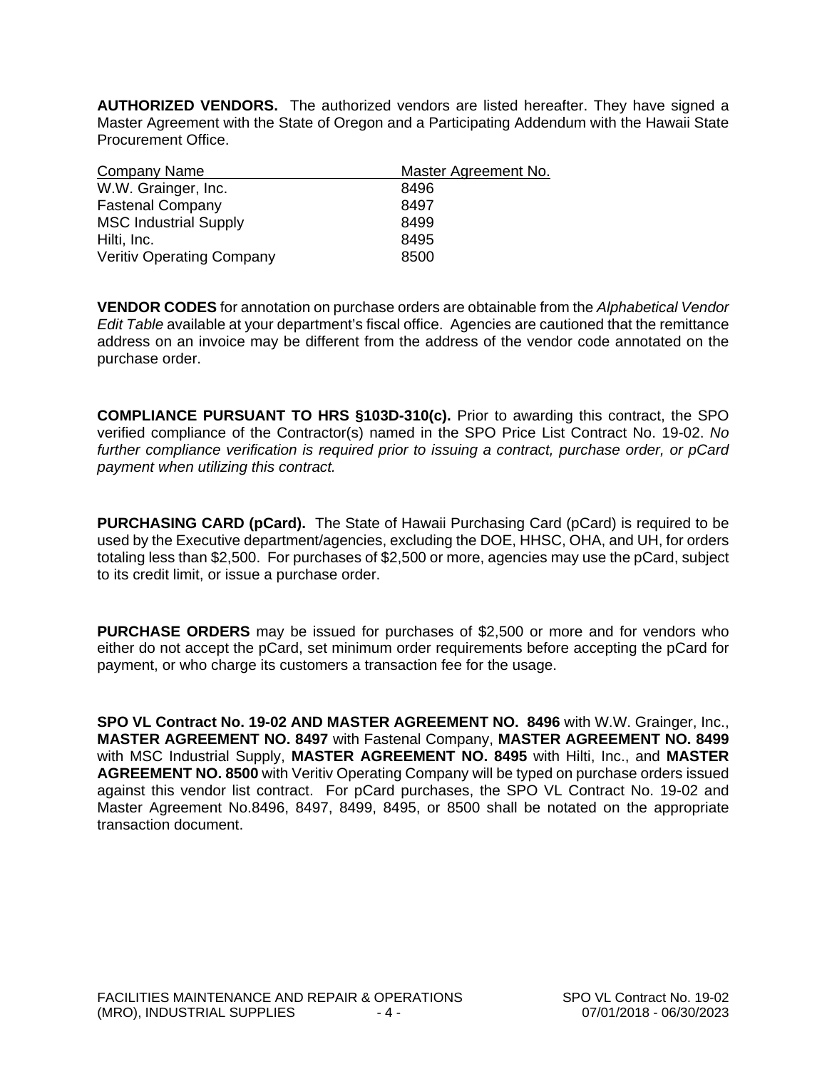**AUTHORIZED VENDORS.** The authorized vendors are listed hereafter. They have signed a Master Agreement with the State of Oregon and a Participating Addendum with the Hawaii State Procurement Office.

| Company Name | Master Agreement No. |
|---|---|
| W.W. Grainger, Inc. | 8496 |
| Fastenal Company | 8497 |
| MSC Industrial Supply | 8499 |
| Hilti, Inc. | 8495 |
| Veritiv Operating Company | 8500 |

**VENDOR CODES** for annotation on purchase orders are obtainable from the *Alphabetical Vendor Edit Table* available at your department's fiscal office. Agencies are cautioned that the remittance address on an invoice may be different from the address of the vendor code annotated on the purchase order.

**COMPLIANCE PURSUANT TO HRS §103D-310(c).** Prior to awarding this contract, the SPO verified compliance of the Contractor(s) named in the SPO Price List Contract No. 19-02. *No further compliance verification is required prior to issuing a contract, purchase order, or pCard payment when utilizing this contract.*

**PURCHASING CARD (pCard).** The State of Hawaii Purchasing Card (pCard) is required to be used by the Executive department/agencies, excluding the DOE, HHSC, OHA, and UH, for orders totaling less than $2,500. For purchases of $2,500 or more, agencies may use the pCard, subject to its credit limit, or issue a purchase order.

**PURCHASE ORDERS** may be issued for purchases of $2,500 or more and for vendors who either do not accept the pCard, set minimum order requirements before accepting the pCard for payment, or who charge its customers a transaction fee for the usage.

**SPO VL Contract No. 19-02 AND MASTER AGREEMENT NO. 8496** with W.W. Grainger, Inc., **MASTER AGREEMENT NO. 8497** with Fastenal Company, **MASTER AGREEMENT NO. 8499** with MSC Industrial Supply, **MASTER AGREEMENT NO. 8495** with Hilti, Inc., and **MASTER AGREEMENT NO. 8500** with Veritiv Operating Company will be typed on purchase orders issued against this vendor list contract. For pCard purchases, the SPO VL Contract No. 19-02 and Master Agreement No.8496, 8497, 8499, 8495, or 8500 shall be notated on the appropriate transaction document.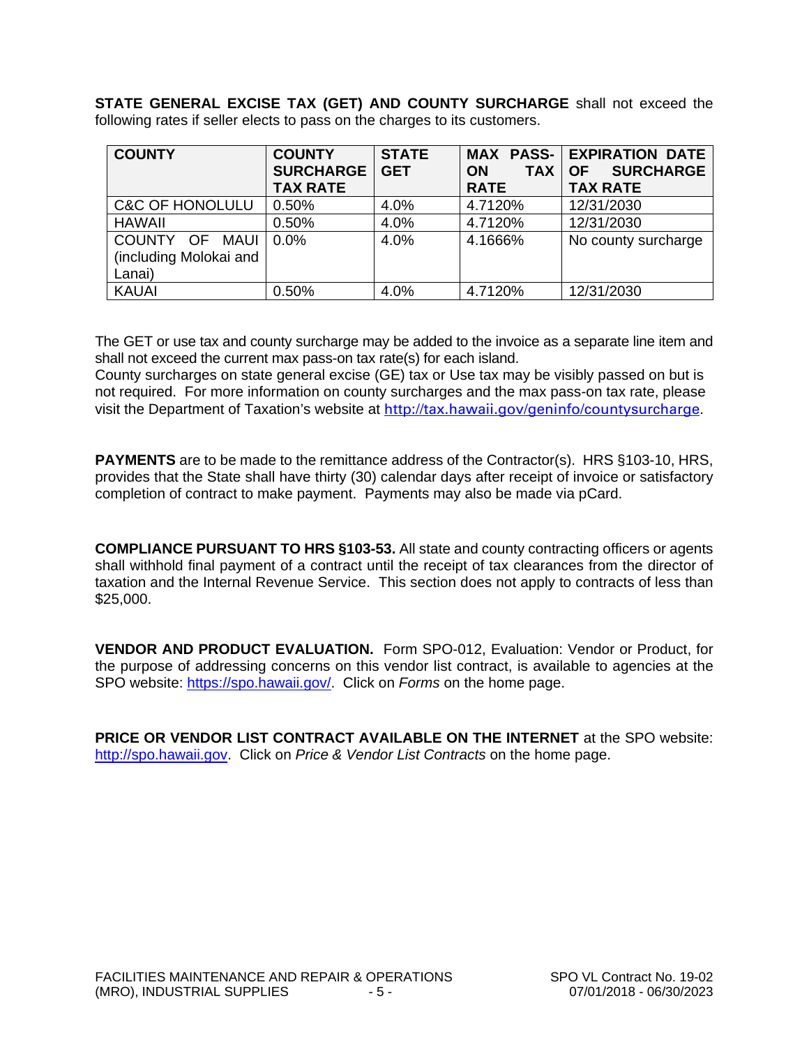**STATE GENERAL EXCISE TAX (GET) AND COUNTY SURCHARGE** shall not exceed the following rates if seller elects to pass on the charges to its customers.

| COUNTY | COUNTY SURCHARGE TAX RATE | STATE GET | MAX PASS-ON TAX RATE | EXPIRATION DATE OF SURCHARGE TAX RATE |
|---|---|---|---|---|
| C&C OF HONOLULU | 0.50% | 4.0% | 4.7120% | 12/31/2030 |
| HAWAII | 0.50% | 4.0% | 4.7120% | 12/31/2030 |
| COUNTY OF MAUI (including Molokai and Lanai) | 0.0% | 4.0% | 4.1666% | No county surcharge |
| KAUAI | 0.50% | 4.0% | 4.7120% | 12/31/2030 |

The GET or use tax and county surcharge may be added to the invoice as a separate line item and shall not exceed the current max pass-on tax rate(s) for each island.
County surcharges on state general excise (GE) tax or Use tax may be visibly passed on but is not required. For more information on county surcharges and the max pass-on tax rate, please visit the Department of Taxation's website at http://tax.hawaii.gov/geninfo/countysurcharge.

**PAYMENTS** are to be made to the remittance address of the Contractor(s). HRS §103-10, HRS, provides that the State shall have thirty (30) calendar days after receipt of invoice or satisfactory completion of contract to make payment. Payments may also be made via pCard.

**COMPLIANCE PURSUANT TO HRS §103-53.** All state and county contracting officers or agents shall withhold final payment of a contract until the receipt of tax clearances from the director of taxation and the Internal Revenue Service. This section does not apply to contracts of less than $25,000.

**VENDOR AND PRODUCT EVALUATION.** Form SPO-012, Evaluation: Vendor or Product, for the purpose of addressing concerns on this vendor list contract, is available to agencies at the SPO website: https://spo.hawaii.gov/. Click on *Forms* on the home page.

**PRICE OR VENDOR LIST CONTRACT AVAILABLE ON THE INTERNET** at the SPO website: http://spo.hawaii.gov. Click on *Price & Vendor List Contracts* on the home page.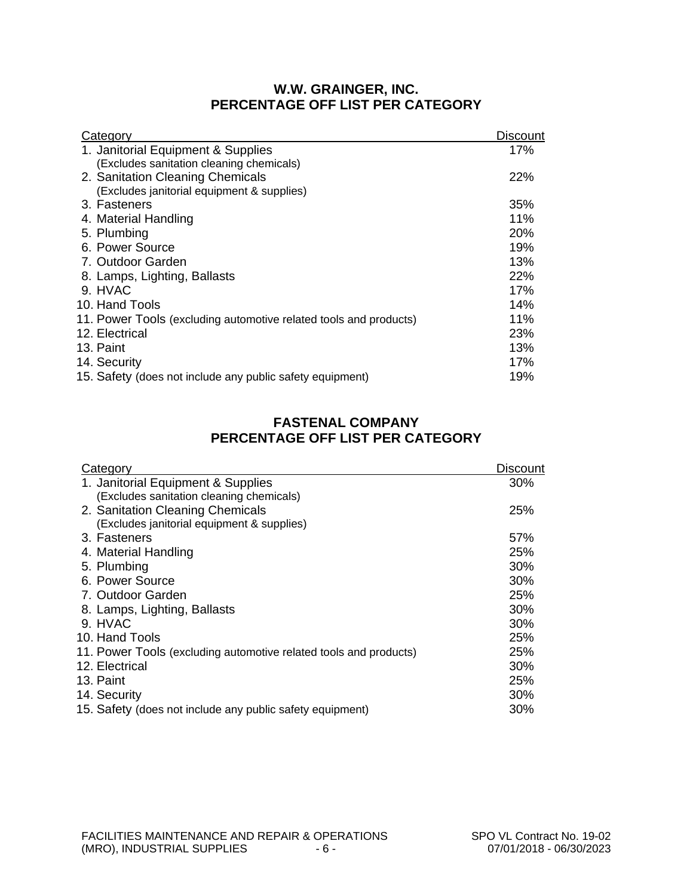## W.W. GRAINGER, INC.
## PERCENTAGE OFF LIST PER CATEGORY

| Category | Discount |
|---|---|
| 1. Janitorial Equipment & Supplies (Excludes sanitation cleaning chemicals) | 17% |
| 2. Sanitation Cleaning Chemicals (Excludes janitorial equipment & supplies) | 22% |
| 3. Fasteners | 35% |
| 4. Material Handling | 11% |
| 5. Plumbing | 20% |
| 6. Power Source | 19% |
| 7. Outdoor Garden | 13% |
| 8. Lamps, Lighting, Ballasts | 22% |
| 9. HVAC | 17% |
| 10. Hand Tools | 14% |
| 11. Power Tools (excluding automotive related tools and products) | 11% |
| 12. Electrical | 23% |
| 13. Paint | 13% |
| 14. Security | 17% |
| 15. Safety (does not include any public safety equipment) | 19% |

## FASTENAL COMPANY
## PERCENTAGE OFF LIST PER CATEGORY

| Category | Discount |
|---|---|
| 1. Janitorial Equipment & Supplies (Excludes sanitation cleaning chemicals) | 30% |
| 2. Sanitation Cleaning Chemicals (Excludes janitorial equipment & supplies) | 25% |
| 3. Fasteners | 57% |
| 4. Material Handling | 25% |
| 5. Plumbing | 30% |
| 6. Power Source | 30% |
| 7. Outdoor Garden | 25% |
| 8. Lamps, Lighting, Ballasts | 30% |
| 9. HVAC | 30% |
| 10. Hand Tools | 25% |
| 11. Power Tools (excluding automotive related tools and products) | 25% |
| 12. Electrical | 30% |
| 13. Paint | 25% |
| 14. Security | 30% |
| 15. Safety (does not include any public safety equipment) | 30% |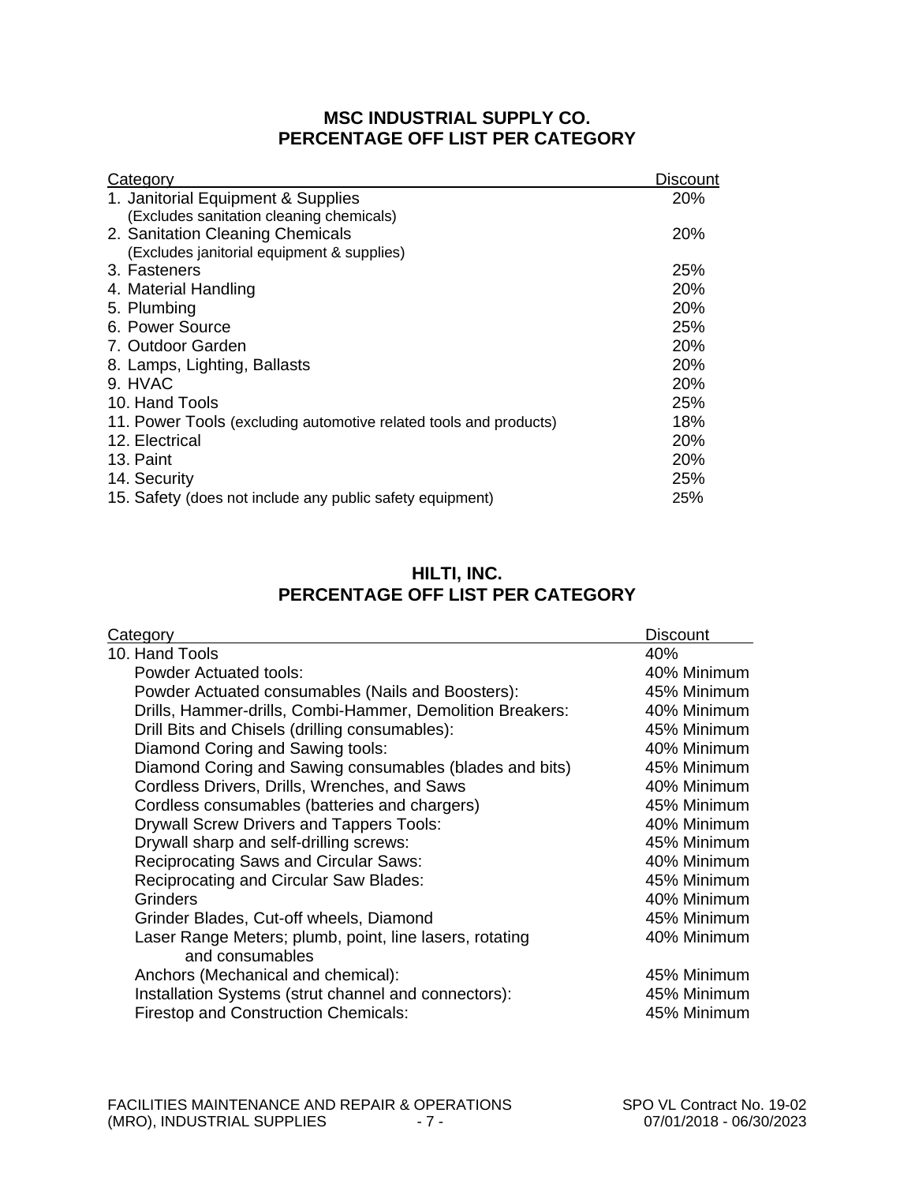## MSC INDUSTRIAL SUPPLY CO.
## PERCENTAGE OFF LIST PER CATEGORY

| Category | Discount |
|---|---|
| 1. Janitorial Equipment & Supplies (Excludes sanitation cleaning chemicals) | 20% |
| 2. Sanitation Cleaning Chemicals (Excludes janitorial equipment & supplies) | 20% |
| 3. Fasteners | 25% |
| 4. Material Handling | 20% |
| 5. Plumbing | 20% |
| 6. Power Source | 25% |
| 7. Outdoor Garden | 20% |
| 8. Lamps, Lighting, Ballasts | 20% |
| 9. HVAC | 20% |
| 10. Hand Tools | 25% |
| 11. Power Tools (excluding automotive related tools and products) | 18% |
| 12. Electrical | 20% |
| 13. Paint | 20% |
| 14. Security | 25% |
| 15. Safety (does not include any public safety equipment) | 25% |

## HILTI, INC.
## PERCENTAGE OFF LIST PER CATEGORY

| Category | Discount |
|---|---|
| 10. Hand Tools | 40% |
| Powder Actuated tools: | 40% Minimum |
| Powder Actuated consumables (Nails and Boosters): | 45% Minimum |
| Drills, Hammer-drills, Combi-Hammer, Demolition Breakers: | 40% Minimum |
| Drill Bits and Chisels (drilling consumables): | 45% Minimum |
| Diamond Coring and Sawing tools: | 40% Minimum |
| Diamond Coring and Sawing consumables (blades and bits) | 45% Minimum |
| Cordless Drivers, Drills, Wrenches, and Saws | 40% Minimum |
| Cordless consumables (batteries and chargers) | 45% Minimum |
| Drywall Screw Drivers and Tappers Tools: | 40% Minimum |
| Drywall sharp and self-drilling screws: | 45% Minimum |
| Reciprocating Saws and Circular Saws: | 40% Minimum |
| Reciprocating and Circular Saw Blades: | 45% Minimum |
| Grinders | 40% Minimum |
| Grinder Blades, Cut-off wheels, Diamond | 45% Minimum |
| Laser Range Meters; plumb, point, line lasers, rotating and consumables | 40% Minimum |
| Anchors (Mechanical and chemical): | 45% Minimum |
| Installation Systems (strut channel and connectors): | 45% Minimum |
| Firestop and Construction Chemicals: | 45% Minimum |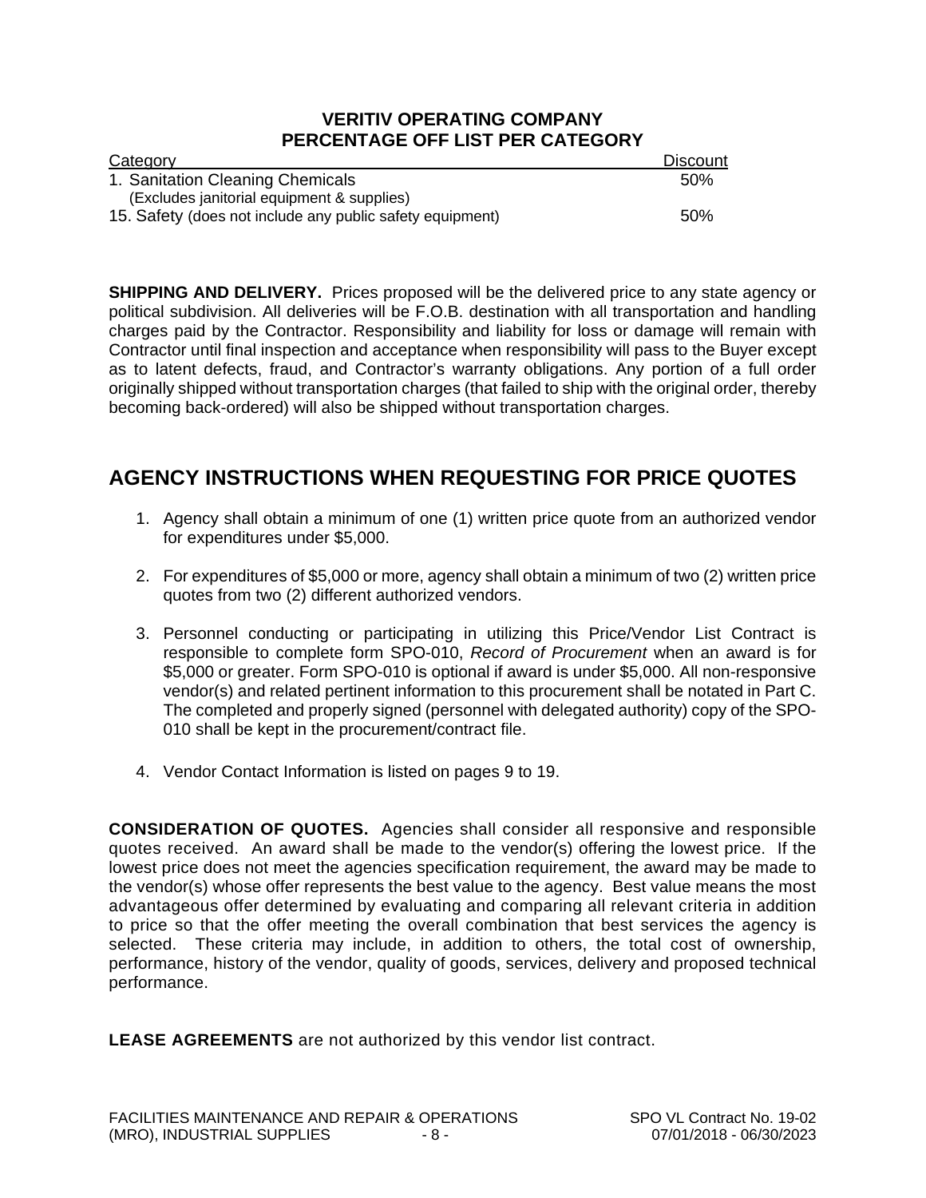**VERITIV OPERATING COMPANY**
**PERCENTAGE OFF LIST PER CATEGORY**

| Category | Discount |
| --- | --- |
| 1. Sanitation Cleaning Chemicals (Excludes janitorial equipment & supplies) | 50% |
| 15. Safety (does not include any public safety equipment) | 50% |

**SHIPPING AND DELIVERY.** Prices proposed will be the delivered price to any state agency or political subdivision. All deliveries will be F.O.B. destination with all transportation and handling charges paid by the Contractor. Responsibility and liability for loss or damage will remain with Contractor until final inspection and acceptance when responsibility will pass to the Buyer except as to latent defects, fraud, and Contractor's warranty obligations. Any portion of a full order originally shipped without transportation charges (that failed to ship with the original order, thereby becoming back-ordered) will also be shipped without transportation charges.

## AGENCY INSTRUCTIONS WHEN REQUESTING FOR PRICE QUOTES

1. Agency shall obtain a minimum of one (1) written price quote from an authorized vendor for expenditures under $5,000.
2. For expenditures of $5,000 or more, agency shall obtain a minimum of two (2) written price quotes from two (2) different authorized vendors.
3. Personnel conducting or participating in utilizing this Price/Vendor List Contract is responsible to complete form SPO-010, *Record of Procurement* when an award is for $5,000 or greater. Form SPO-010 is optional if award is under $5,000. All non-responsive vendor(s) and related pertinent information to this procurement shall be notated in Part C. The completed and properly signed (personnel with delegated authority) copy of the SPO-010 shall be kept in the procurement/contract file.
4. Vendor Contact Information is listed on pages 9 to 19.

**CONSIDERATION OF QUOTES.** Agencies shall consider all responsive and responsible quotes received. An award shall be made to the vendor(s) offering the lowest price. If the lowest price does not meet the agencies specification requirement, the award may be made to the vendor(s) whose offer represents the best value to the agency. Best value means the most advantageous offer determined by evaluating and comparing all relevant criteria in addition to price so that the offer meeting the overall combination that best services the agency is selected. These criteria may include, in addition to others, the total cost of ownership, performance, history of the vendor, quality of goods, services, delivery and proposed technical performance.

**LEASE AGREEMENTS** are not authorized by this vendor list contract.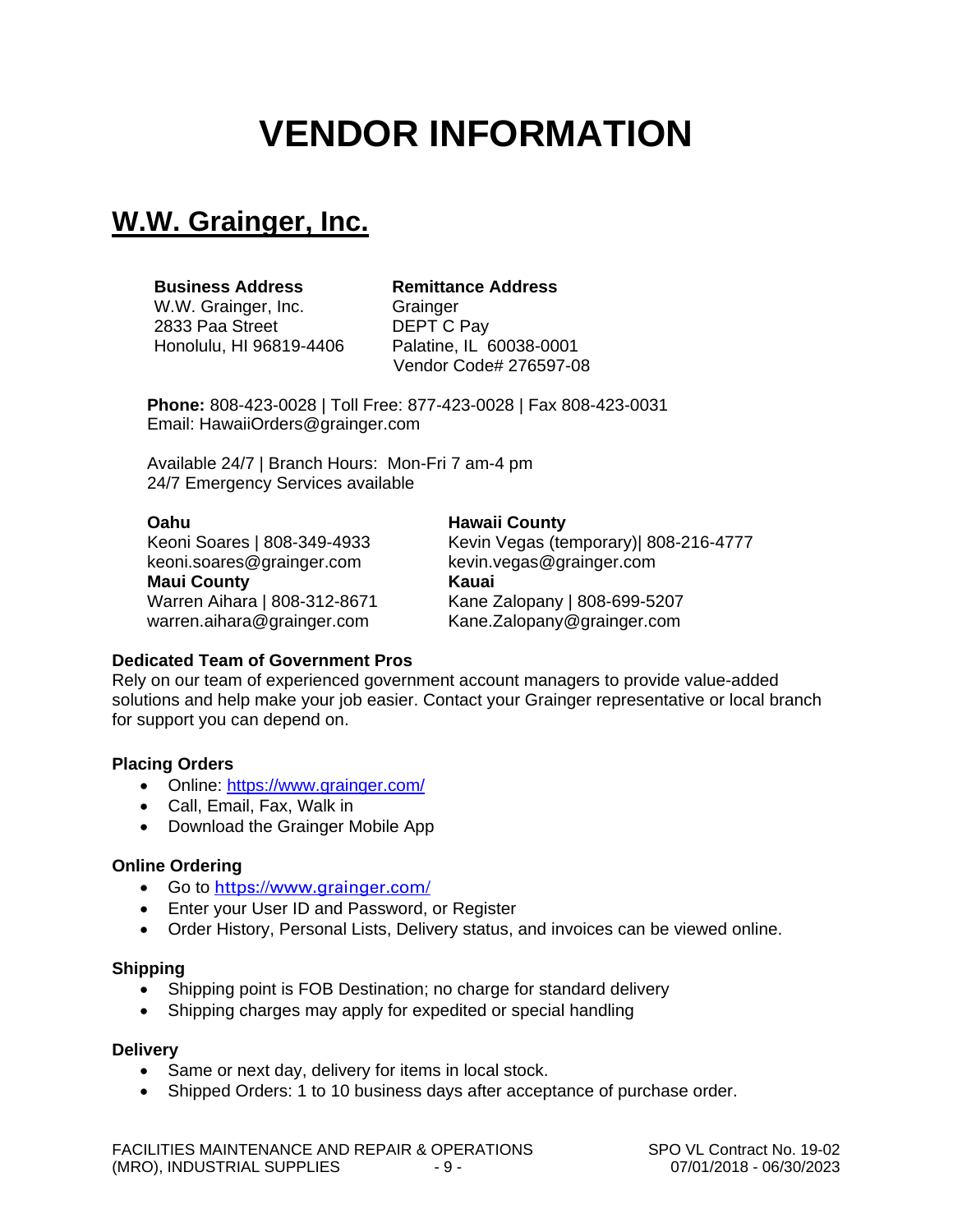# VENDOR INFORMATION

## W.W. Grainger, Inc.

**Business Address**
W.W. Grainger, Inc.
2833 Paa Street
Honolulu, HI 96819-4406

**Remittance Address**
Grainger
DEPT C Pay
Palatine, IL 60038-0001
Vendor Code# 276597-08

**Phone:** 808-423-0028 | Toll Free: 877-423-0028 | Fax 808-423-0031
Email: HawaiiOrders@grainger.com

Available 24/7 | Branch Hours: Mon-Fri 7 am-4 pm
24/7 Emergency Services available

**Oahu**
Keoni Soares | 808-349-4933
keoni.soares@grainger.com

**Maui County**
Warren Aihara | 808-312-8671
warren.aihara@grainger.com

**Hawaii County**
Kevin Vegas (temporary)| 808-216-4777
kevin.vegas@grainger.com

**Kauai**
Kane Zalopany | 808-699-5207
Kane.Zalopany@grainger.com

**Dedicated Team of Government Pros**
Rely on our team of experienced government account managers to provide value-added solutions and help make your job easier. Contact your Grainger representative or local branch for support you can depend on.

**Placing Orders**

- Online: https://www.grainger.com/
- Call, Email, Fax, Walk in
- Download the Grainger Mobile App

**Online Ordering**

- Go to https://www.grainger.com/
- Enter your User ID and Password, or Register
- Order History, Personal Lists, Delivery status, and invoices can be viewed online.

**Shipping**

- Shipping point is FOB Destination; no charge for standard delivery
- Shipping charges may apply for expedited or special handling

**Delivery**

- Same or next day, delivery for items in local stock.
- Shipped Orders: 1 to 10 business days after acceptance of purchase order.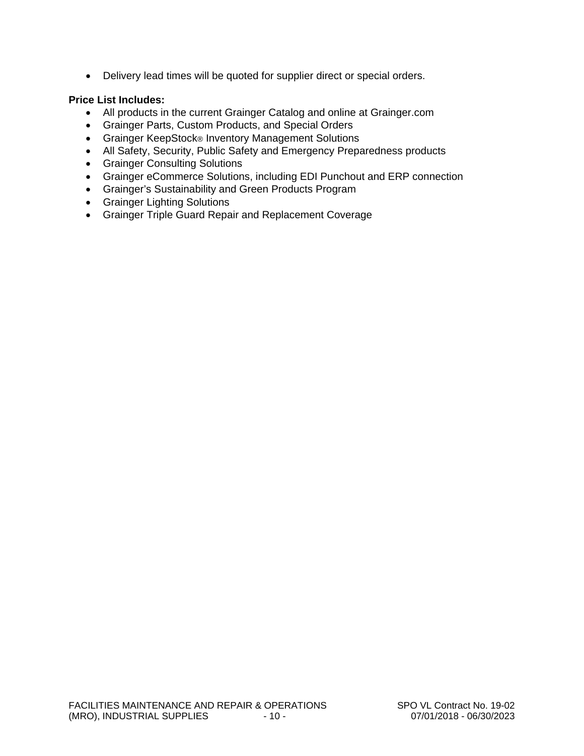- Delivery lead times will be quoted for supplier direct or special orders.

**Price List Includes:**

- All products in the current Grainger Catalog and online at Grainger.com
- Grainger Parts, Custom Products, and Special Orders
- Grainger KeepStock® Inventory Management Solutions
- All Safety, Security, Public Safety and Emergency Preparedness products
- Grainger Consulting Solutions
- Grainger eCommerce Solutions, including EDI Punchout and ERP connection
- Grainger's Sustainability and Green Products Program
- Grainger Lighting Solutions
- Grainger Triple Guard Repair and Replacement Coverage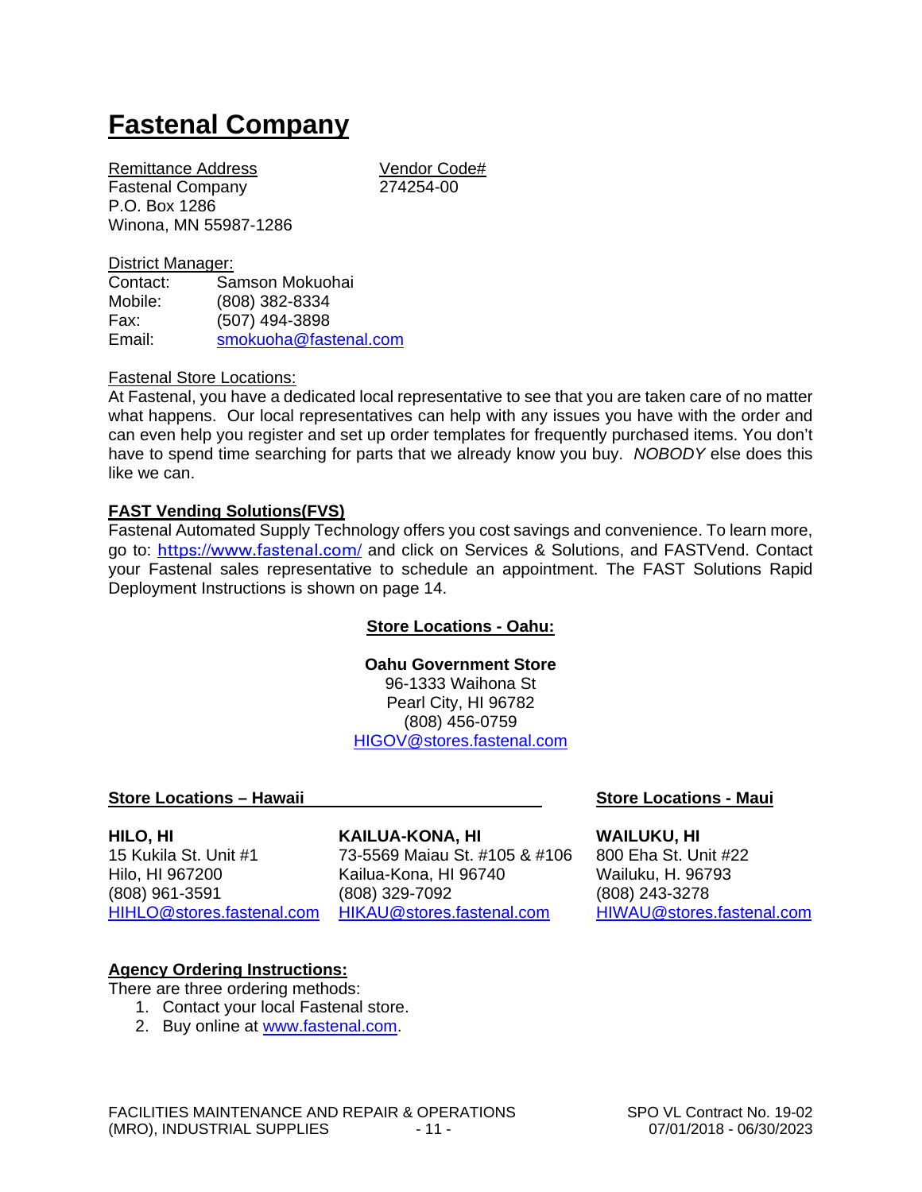# Fastenal Company

Remittance Address
Fastenal Company
P.O. Box 1286
Winona, MN 55987-1286

Vendor Code#
274254-00

District Manager:

| | |
|---|---|
| Contact: | Samson Mokuohai |
| Mobile: | (808) 382-8334 |
| Fax: | (507) 494-3898 |
| Email: | smokuoha@fastenal.com |

Fastenal Store Locations:
At Fastenal, you have a dedicated local representative to see that you are taken care of no matter what happens. Our local representatives can help with any issues you have with the order and can even help you register and set up order templates for frequently purchased items. You don't have to spend time searching for parts that we already know you buy. *NOBODY* else does this like we can.

**FAST Vending Solutions(FVS)**
Fastenal Automated Supply Technology offers you cost savings and convenience. To learn more, go to: https://www.fastenal.com/ and click on Services & Solutions, and FASTVend. Contact your Fastenal sales representative to schedule an appointment. The FAST Solutions Rapid Deployment Instructions is shown on page 14.

**Store Locations - Oahu:**

**Oahu Government Store**
96-1333 Waihona St
Pearl City, HI 96782
(808) 456-0759
HIGOV@stores.fastenal.com

**Store Locations – Hawaii**

**HILO, HI**
15 Kukila St. Unit #1
Hilo, HI 967200
(808) 961-3591
HIHLO@stores.fastenal.com

**KAILUA-KONA, HI**
73-5569 Maiau St. #105 & #106
Kailua-Kona, HI 96740
(808) 329-7092
HIKAU@stores.fastenal.com

**Store Locations - Maui**

**WAILUKU, HI**
800 Eha St. Unit #22
Wailuku, H. 96793
(808) 243-3278
HIWAU@stores.fastenal.com

**Agency Ordering Instructions:**
There are three ordering methods:

1. Contact your local Fastenal store.
2. Buy online at www.fastenal.com.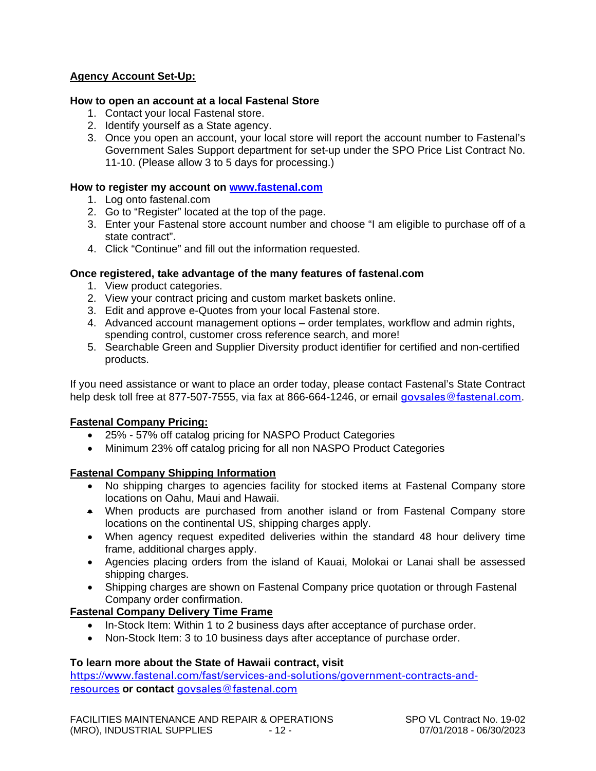## Agency Account Set-Up:

**How to open an account at a local Fastenal Store**

1. Contact your local Fastenal store.
2. Identify yourself as a State agency.
3. Once you open an account, your local store will report the account number to Fastenal's Government Sales Support department for set-up under the SPO Price List Contract No. 11-10. (Please allow 3 to 5 days for processing.)

**How to register my account on [www.fastenal.com](www.fastenal.com)**

1. Log onto fastenal.com
2. Go to "Register" located at the top of the page.
3. Enter your Fastenal store account number and choose "I am eligible to purchase off of a state contract".
4. Click "Continue" and fill out the information requested.

**Once registered, take advantage of the many features of fastenal.com**

1. View product categories.
2. View your contract pricing and custom market baskets online.
3. Edit and approve e-Quotes from your local Fastenal store.
4. Advanced account management options – order templates, workflow and admin rights, spending control, customer cross reference search, and more!
5. Searchable Green and Supplier Diversity product identifier for certified and non-certified products.

If you need assistance or want to place an order today, please contact Fastenal's State Contract help desk toll free at 877-507-7555, via fax at 866-664-1246, or email govsales@fastenal.com.

## Fastenal Company Pricing:

- 25% - 57% off catalog pricing for NASPO Product Categories
- Minimum 23% off catalog pricing for all non NASPO Product Categories

## Fastenal Company Shipping Information

- No shipping charges to agencies facility for stocked items at Fastenal Company store locations on Oahu, Maui and Hawaii.
- When products are purchased from another island or from Fastenal Company store locations on the continental US, shipping charges apply.
- When agency request expedited deliveries within the standard 48 hour delivery time frame, additional charges apply.
- Agencies placing orders from the island of Kauai, Molokai or Lanai shall be assessed shipping charges.
- Shipping charges are shown on Fastenal Company price quotation or through Fastenal Company order confirmation.

## Fastenal Company Delivery Time Frame

- In-Stock Item: Within 1 to 2 business days after acceptance of purchase order.
- Non-Stock Item: 3 to 10 business days after acceptance of purchase order.

**To learn more about the State of Hawaii contract, visit**
https://www.fastenal.com/fast/services-and-solutions/government-contracts-and-resources **or contact** govsales@fastenal.com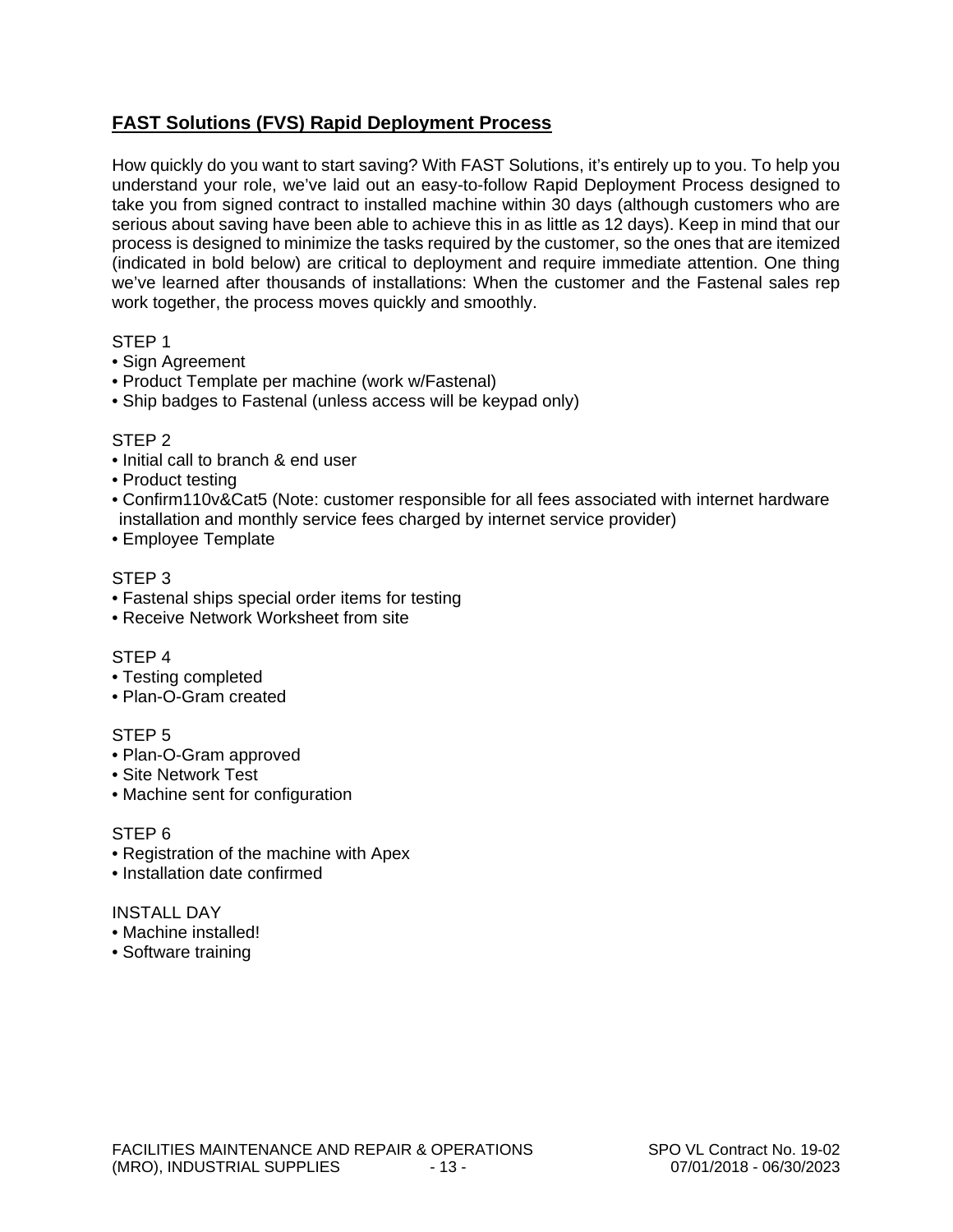## FAST Solutions (FVS) Rapid Deployment Process

How quickly do you want to start saving? With FAST Solutions, it's entirely up to you. To help you understand your role, we've laid out an easy-to-follow Rapid Deployment Process designed to take you from signed contract to installed machine within 30 days (although customers who are serious about saving have been able to achieve this in as little as 12 days). Keep in mind that our process is designed to minimize the tasks required by the customer, so the ones that are itemized (indicated in bold below) are critical to deployment and require immediate attention. One thing we've learned after thousands of installations: When the customer and the Fastenal sales rep work together, the process moves quickly and smoothly.

STEP 1

- Sign Agreement
- Product Template per machine (work w/Fastenal)
- Ship badges to Fastenal (unless access will be keypad only)

STEP 2

- Initial call to branch & end user
- Product testing
- Confirm110v&Cat5 (Note: customer responsible for all fees associated with internet hardware installation and monthly service fees charged by internet service provider)
- Employee Template

STEP 3

- Fastenal ships special order items for testing
- Receive Network Worksheet from site

STEP 4

- Testing completed
- Plan-O-Gram created

STEP 5

- Plan-O-Gram approved
- Site Network Test
- Machine sent for configuration

STEP 6

- Registration of the machine with Apex
- Installation date confirmed

INSTALL DAY

- Machine installed!
- Software training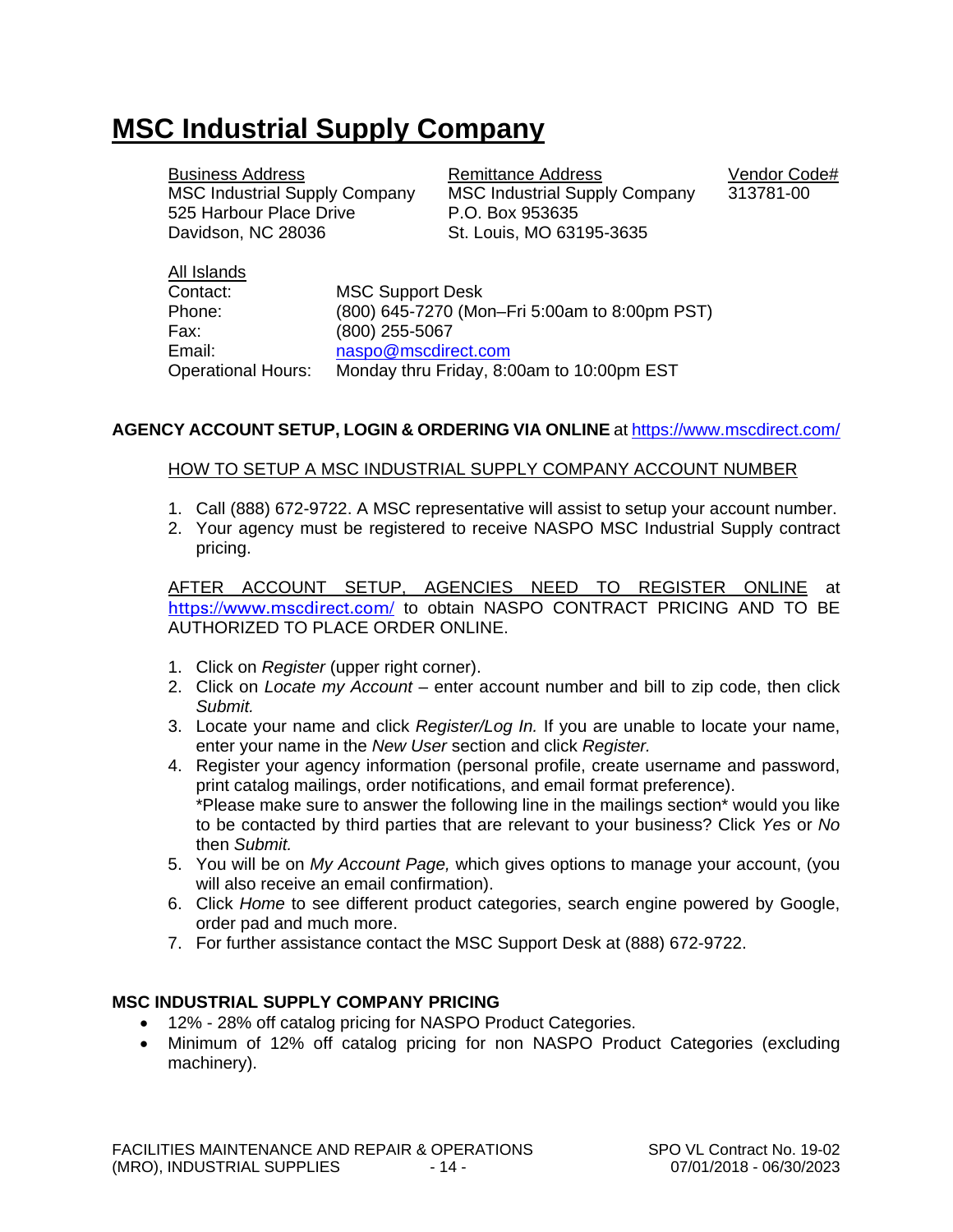# MSC Industrial Supply Company

| Business Address | Remittance Address | Vendor Code# |
|---|---|---|
| MSC Industrial Supply Company | MSC Industrial Supply Company | 313781-00 |
| 525 Harbour Place Drive | P.O. Box 953635 | |
| Davidson, NC 28036 | St. Louis, MO 63195-3635 | |

All Islands

| | |
|---|---|
| Contact: | MSC Support Desk |
| Phone: | (800) 645-7270 (Mon–Fri 5:00am to 8:00pm PST) |
| Fax: | (800) 255-5067 |
| Email: | naspo@mscdirect.com |
| Operational Hours: | Monday thru Friday, 8:00am to 10:00pm EST |

**AGENCY ACCOUNT SETUP, LOGIN & ORDERING VIA ONLINE** at https://www.mscdirect.com/

HOW TO SETUP A MSC INDUSTRIAL SUPPLY COMPANY ACCOUNT NUMBER

1. Call (888) 672-9722. A MSC representative will assist to setup your account number.
2. Your agency must be registered to receive NASPO MSC Industrial Supply contract pricing.

AFTER ACCOUNT SETUP, AGENCIES NEED TO REGISTER ONLINE at https://www.mscdirect.com/ to obtain NASPO CONTRACT PRICING AND TO BE AUTHORIZED TO PLACE ORDER ONLINE.

1. Click on *Register* (upper right corner).
2. Click on *Locate my Account* – enter account number and bill to zip code, then click *Submit.*
3. Locate your name and click *Register/Log In.* If you are unable to locate your name, enter your name in the *New User* section and click *Register.*
4. Register your agency information (personal profile, create username and password, print catalog mailings, order notifications, and email format preference).
   *Please make sure to answer the following line in the mailings section* would you like to be contacted by third parties that are relevant to your business? Click *Yes* or *No* then *Submit.*
5. You will be on *My Account Page,* which gives options to manage your account, (you will also receive an email confirmation).
6. Click *Home* to see different product categories, search engine powered by Google, order pad and much more.
7. For further assistance contact the MSC Support Desk at (888) 672-9722.

**MSC INDUSTRIAL SUPPLY COMPANY PRICING**

- 12% - 28% off catalog pricing for NASPO Product Categories.
- Minimum of 12% off catalog pricing for non NASPO Product Categories (excluding machinery).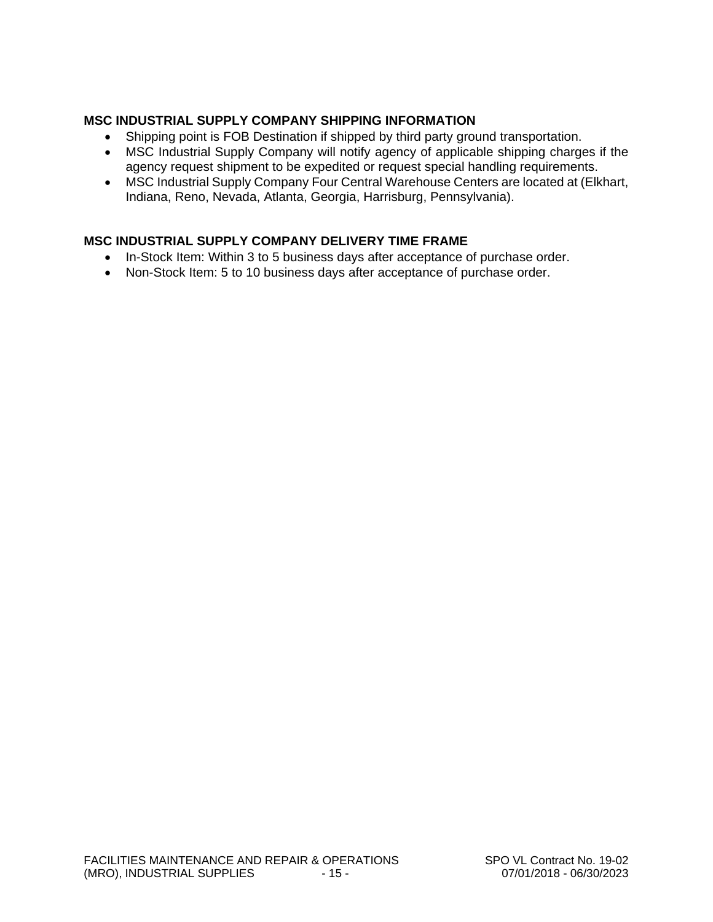**MSC INDUSTRIAL SUPPLY COMPANY SHIPPING INFORMATION**

- Shipping point is FOB Destination if shipped by third party ground transportation.
- MSC Industrial Supply Company will notify agency of applicable shipping charges if the agency request shipment to be expedited or request special handling requirements.
- MSC Industrial Supply Company Four Central Warehouse Centers are located at (Elkhart, Indiana, Reno, Nevada, Atlanta, Georgia, Harrisburg, Pennsylvania).

**MSC INDUSTRIAL SUPPLY COMPANY DELIVERY TIME FRAME**

- In-Stock Item: Within 3 to 5 business days after acceptance of purchase order.
- Non-Stock Item: 5 to 10 business days after acceptance of purchase order.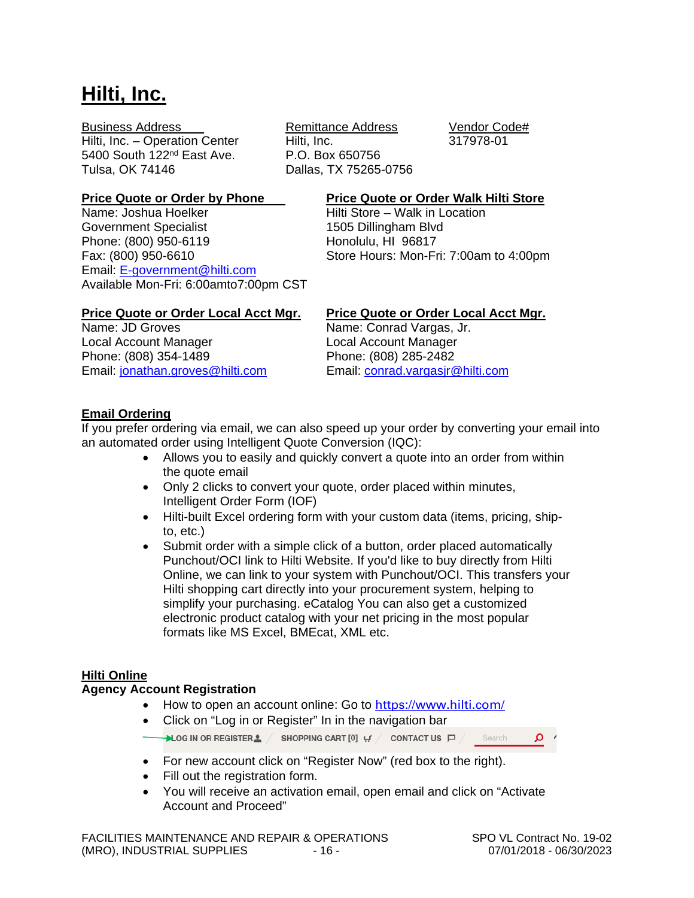# Hilti, Inc.

Business Address
Hilti, Inc. – Operation Center
5400 South 122nd East Ave.
Tulsa, OK 74146

Remittance Address
Hilti, Inc.
P.O. Box 650756
Dallas, TX 75265-0756

Vendor Code#
317978-01

**Price Quote or Order by Phone**
Name: Joshua Hoelker
Government Specialist
Phone: (800) 950-6119
Fax: (800) 950-6610
Email: E-government@hilti.com
Available Mon-Fri: 6:00amto7:00pm CST

**Price Quote or Order Walk Hilti Store**
Hilti Store – Walk in Location
1505 Dillingham Blvd
Honolulu, HI 96817
Store Hours: Mon-Fri: 7:00am to 4:00pm

**Price Quote or Order Local Acct Mgr.**
Name: JD Groves
Local Account Manager
Phone: (808) 354-1489
Email: jonathan.groves@hilti.com

**Price Quote or Order Local Acct Mgr.**
Name: Conrad Vargas, Jr.
Local Account Manager
Phone: (808) 285-2482
Email: conrad.vargasjr@hilti.com

**Email Ordering**
If you prefer ordering via email, we can also speed up your order by converting your email into an automated order using Intelligent Quote Conversion (IQC):

- Allows you to easily and quickly convert a quote into an order from within the quote email
- Only 2 clicks to convert your quote, order placed within minutes, Intelligent Order Form (IOF)
- Hilti-built Excel ordering form with your custom data (items, pricing, ship-to, etc.)
- Submit order with a simple click of a button, order placed automatically Punchout/OCI link to Hilti Website. If you'd like to buy directly from Hilti Online, we can link to your system with Punchout/OCI. This transfers your Hilti shopping cart directly into your procurement system, helping to simplify your purchasing. eCatalog You can also get a customized electronic product catalog with your net pricing in the most popular formats like MS Excel, BMEcat, XML etc.

**Hilti Online**
**Agency Account Registration**

- How to open an account online: Go to https://www.hilti.com/
- Click on "Log in or Register" In in the navigation bar

LOG IN OR REGISTER / SHOPPING CART [0] / CONTACT US / Search

- For new account click on "Register Now" (red box to the right).
- Fill out the registration form.
- You will receive an activation email, open email and click on "Activate Account and Proceed"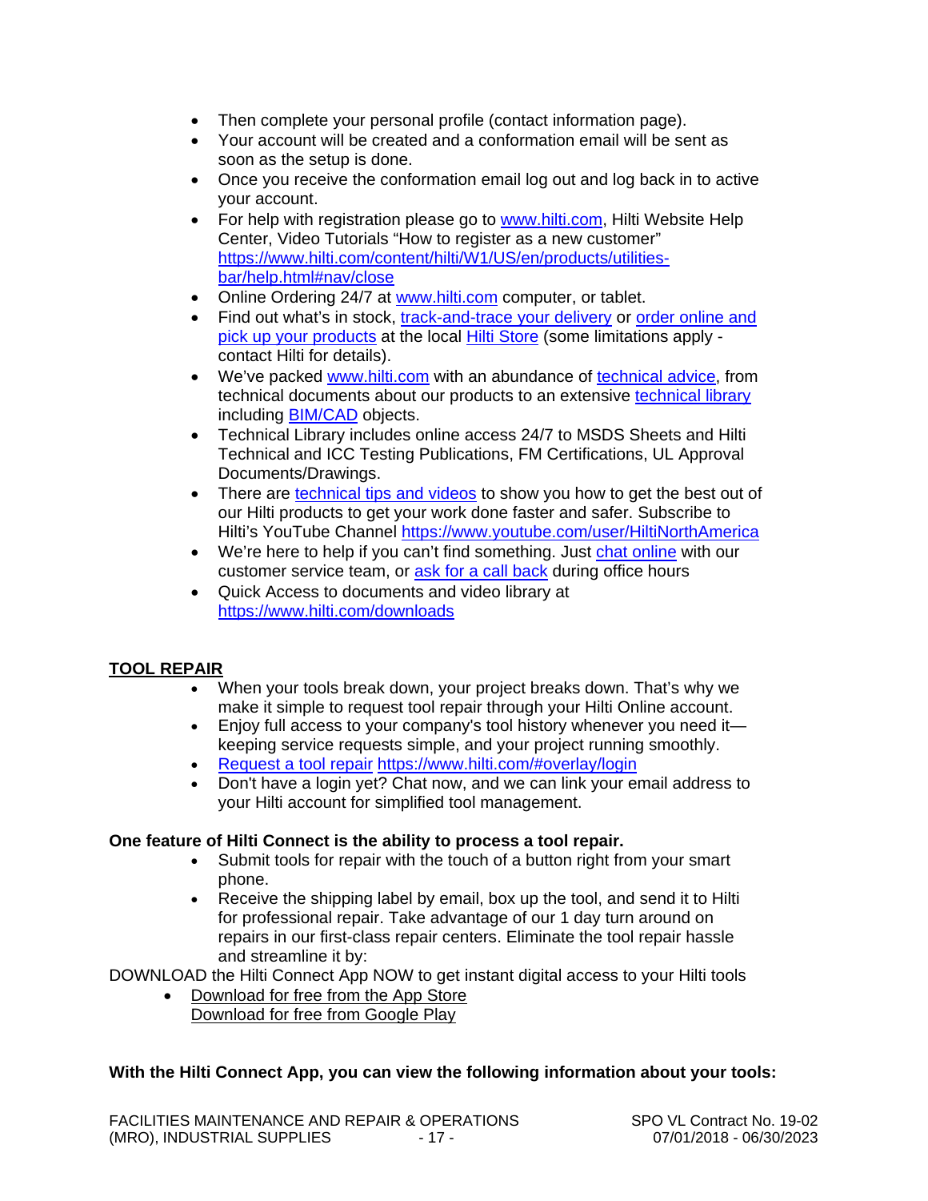- Then complete your personal profile (contact information page).
- Your account will be created and a conformation email will be sent as soon as the setup is done.
- Once you receive the conformation email log out and log back in to active your account.
- For help with registration please go to www.hilti.com, Hilti Website Help Center, Video Tutorials "How to register as a new customer" https://www.hilti.com/content/hilti/W1/US/en/products/utilities-bar/help.html#nav/close
- Online Ordering 24/7 at www.hilti.com computer, or tablet.
- Find out what's in stock, track-and-trace your delivery or order online and pick up your products at the local Hilti Store (some limitations apply - contact Hilti for details).
- We've packed www.hilti.com with an abundance of technical advice, from technical documents about our products to an extensive technical library including BIM/CAD objects.
- Technical Library includes online access 24/7 to MSDS Sheets and Hilti Technical and ICC Testing Publications, FM Certifications, UL Approval Documents/Drawings.
- There are technical tips and videos to show you how to get the best out of our Hilti products to get your work done faster and safer. Subscribe to Hilti's YouTube Channel https://www.youtube.com/user/HiltiNorthAmerica
- We're here to help if you can't find something. Just chat online with our customer service team, or ask for a call back during office hours
- Quick Access to documents and video library at https://www.hilti.com/downloads

## TOOL REPAIR

- When your tools break down, your project breaks down. That's why we make it simple to request tool repair through your Hilti Online account.
- Enjoy full access to your company's tool history whenever you need it—keeping service requests simple, and your project running smoothly.
- Request a tool repair https://www.hilti.com/#overlay/login
- Don't have a login yet? Chat now, and we can link your email address to your Hilti account for simplified tool management.

**One feature of Hilti Connect is the ability to process a tool repair.**

- Submit tools for repair with the touch of a button right from your smart phone.
- Receive the shipping label by email, box up the tool, and send it to Hilti for professional repair. Take advantage of our 1 day turn around on repairs in our first-class repair centers. Eliminate the tool repair hassle and streamline it by:

DOWNLOAD the Hilti Connect App NOW to get instant digital access to your Hilti tools

- Download for free from the App Store
  Download for free from Google Play

**With the Hilti Connect App, you can view the following information about your tools:**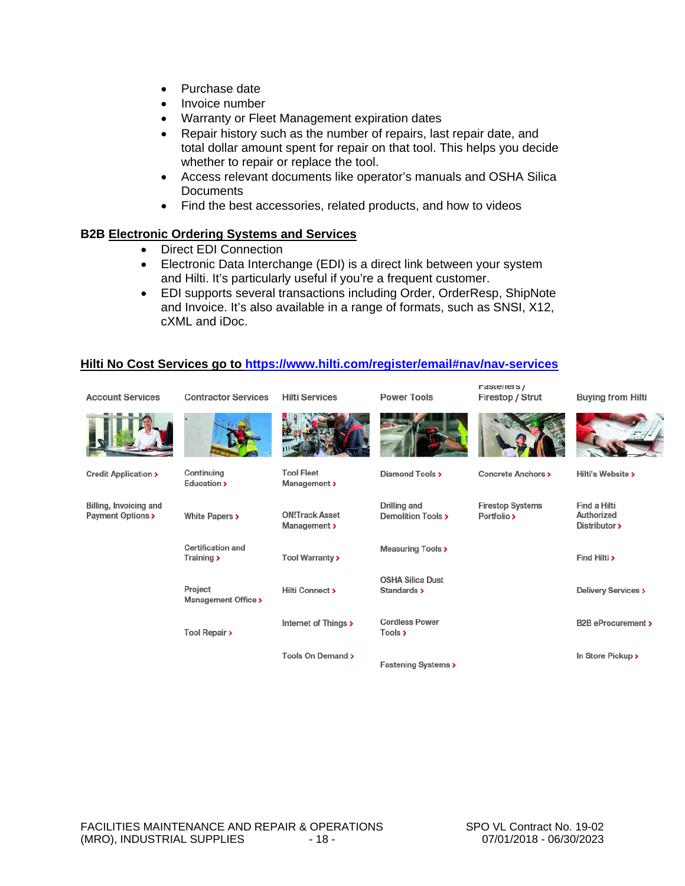- Purchase date
- Invoice number
- Warranty or Fleet Management expiration dates
- Repair history such as the number of repairs, last repair date, and total dollar amount spent for repair on that tool. This helps you decide whether to repair or replace the tool.
- Access relevant documents like operator's manuals and OSHA Silica Documents
- Find the best accessories, related products, and how to videos

**B2B Electronic Ordering Systems and Services**

- Direct EDI Connection
- Electronic Data Interchange (EDI) is a direct link between your system and Hilti. It's particularly useful if you're a frequent customer.
- EDI supports several transactions including Order, OrderResp, ShipNote and Invoice. It's also available in a range of formats, such as SNSI, X12, cXML and iDoc.

**Hilti No Cost Services go to https://www.hilti.com/register/email#nav/nav-services**

| Account Services | Contractor Services | Hilti Services | Power Tools | Fasteners / Firestop / Strut | Buying from Hilti |
|---|---|---|---|---|---|
| Credit Application > | Continuing Education > | Tool Fleet Management > | Diamond Tools > | Concrete Anchors > | Hilti's Website > |
| Billing, Invoicing and Payment Options > | White Papers > | ON!Track Asset Management > | Drilling and Demolition Tools > | Firestop Systems Portfolio > | Find a Hilti Authorized Distributor > |
| | Certification and Training > | Tool Warranty > | Measuring Tools > | | Find Hilti > |
| | Project Management Office > | Hilti Connect > | OSHA Silica Dust Standards > | | Delivery Services > |
| | Tool Repair > | Internet of Things > | Cordless Power Tools > | | B2B eProcurement > |
| | | Tools On Demand > | Fastening Systems > | | In Store Pickup > |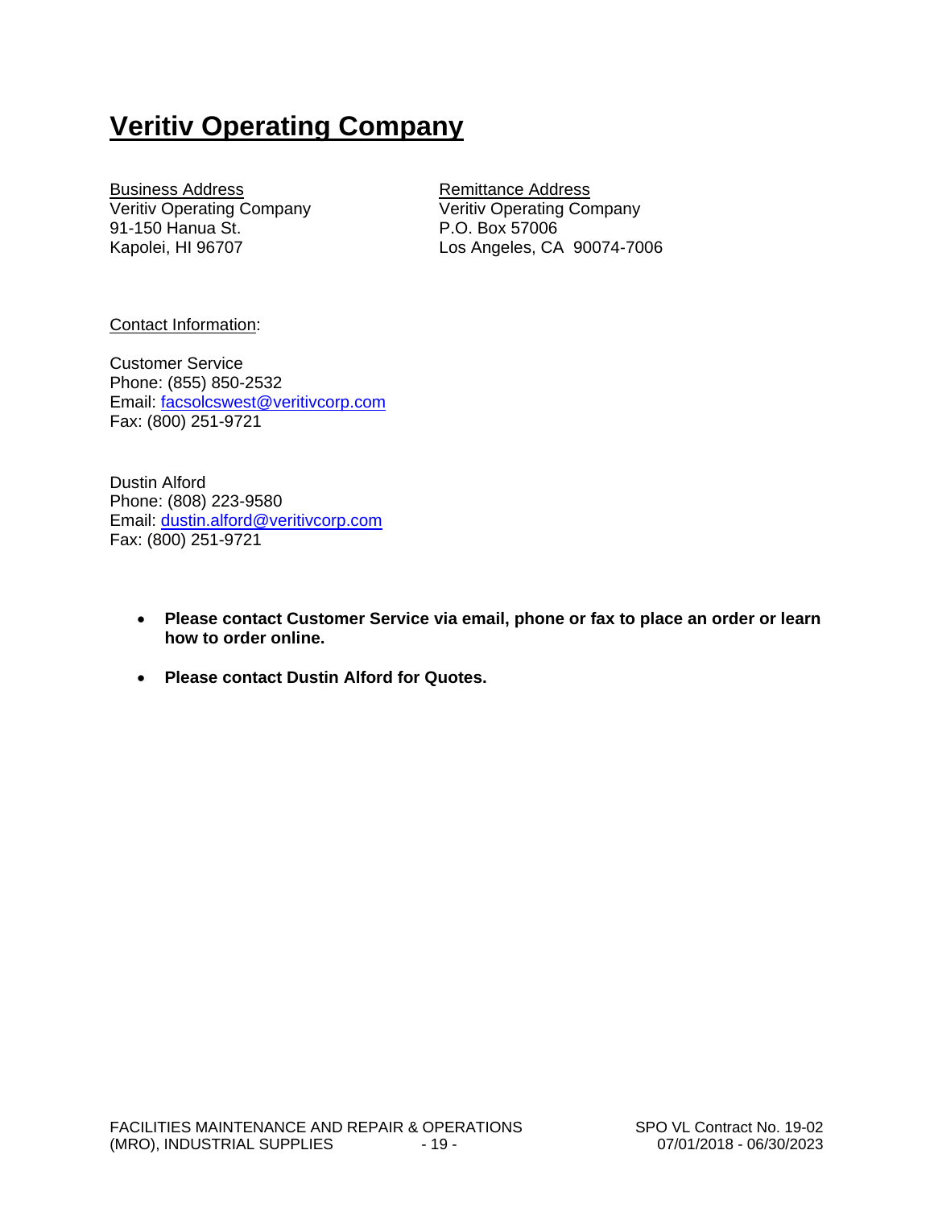# Veritiv Operating Company

Business Address
Veritiv Operating Company
91-150 Hanua St.
Kapolei, HI 96707

Remittance Address
Veritiv Operating Company
P.O. Box 57006
Los Angeles, CA 90074-7006

Contact Information:

Customer Service
Phone: (855) 850-2532
Email: facsolcswest@veritivcorp.com
Fax: (800) 251-9721

Dustin Alford
Phone: (808) 223-9580
Email: dustin.alford@veritivcorp.com
Fax: (800) 251-9721

- **Please contact Customer Service via email, phone or fax to place an order or learn how to order online.**
- **Please contact Dustin Alford for Quotes.**